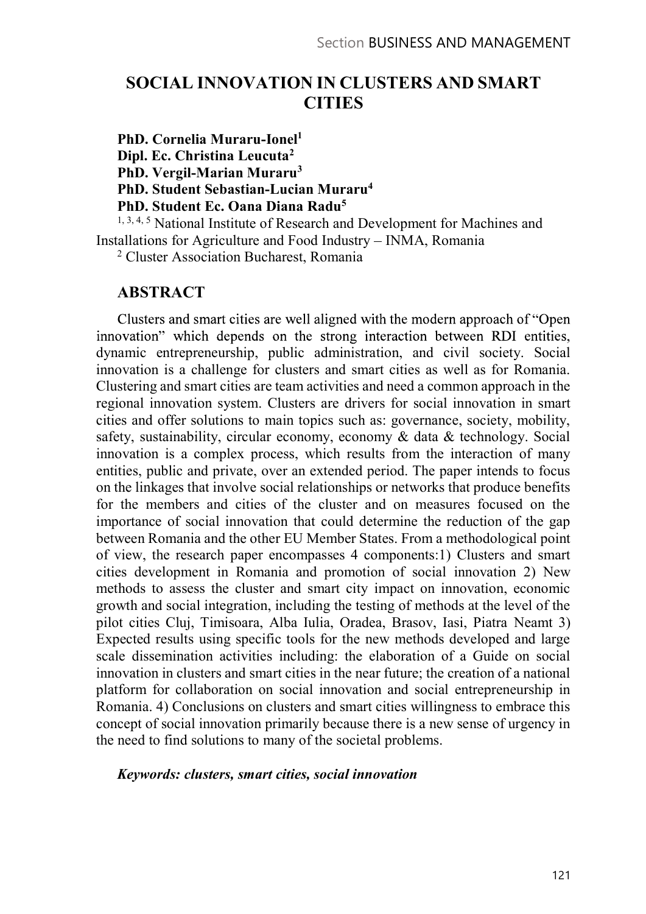# SOCIAL INNOVATION IN CLUSTERS AND SMART CITIES

**PhD. Cornelia Muraru-Ionel**[1]
**Dipl. Ec. Christina Leucuta**[2]
**PhD. Vergil-Marian Muraru**[3]
**PhD. Student Sebastian-Lucian Muraru**[4]
**PhD. Student Ec. Oana Diana Radu**[5]

[1, 3, 4, 5] National Institute of Research and Development for Machines and Installations for Agriculture and Food Industry – INMA, Romania

[2] Cluster Association Bucharest, Romania

## ABSTRACT

Clusters and smart cities are well aligned with the modern approach of "Open innovation" which depends on the strong interaction between RDI entities, dynamic entrepreneurship, public administration, and civil society. Social innovation is a challenge for clusters and smart cities as well as for Romania. Clustering and smart cities are team activities and need a common approach in the regional innovation system. Clusters are drivers for social innovation in smart cities and offer solutions to main topics such as: governance, society, mobility, safety, sustainability, circular economy, economy & data & technology. Social innovation is a complex process, which results from the interaction of many entities, public and private, over an extended period. The paper intends to focus on the linkages that involve social relationships or networks that produce benefits for the members and cities of the cluster and on measures focused on the importance of social innovation that could determine the reduction of the gap between Romania and the other EU Member States. From a methodological point of view, the research paper encompasses 4 components:1) Clusters and smart cities development in Romania and promotion of social innovation 2) New methods to assess the cluster and smart city impact on innovation, economic growth and social integration, including the testing of methods at the level of the pilot cities Cluj, Timisoara, Alba Iulia, Oradea, Brasov, Iasi, Piatra Neamt 3) Expected results using specific tools for the new methods developed and large scale dissemination activities including: the elaboration of a Guide on social innovation in clusters and smart cities in the near future; the creation of a national platform for collaboration on social innovation and social entrepreneurship in Romania. 4) Conclusions on clusters and smart cities willingness to embrace this concept of social innovation primarily because there is a new sense of urgency in the need to find solutions to many of the societal problems.

***Keywords: clusters, smart cities, social innovation***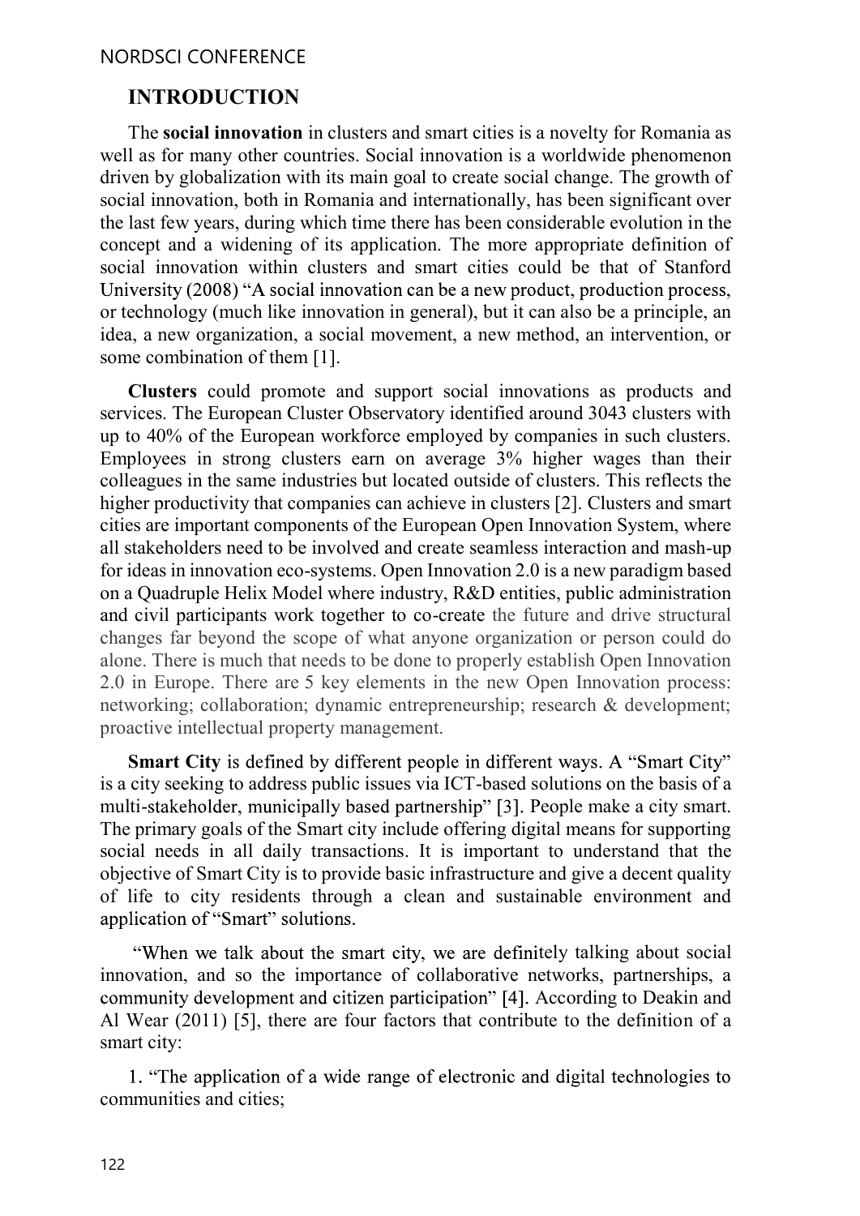## INTRODUCTION

The **social innovation** in clusters and smart cities is a novelty for Romania as well as for many other countries. Social innovation is a worldwide phenomenon driven by globalization with its main goal to create social change. The growth of social innovation, both in Romania and internationally, has been significant over the last few years, during which time there has been considerable evolution in the concept and a widening of its application. The more appropriate definition of social innovation within clusters and smart cities could be that of Stanford University (2008) "A social innovation can be a new product, production process, or technology (much like innovation in general), but it can also be a principle, an idea, a new organization, a social movement, a new method, an intervention, or some combination of them [1].

**Clusters** could promote and support social innovations as products and services. The European Cluster Observatory identified around 3043 clusters with up to 40% of the European workforce employed by companies in such clusters. Employees in strong clusters earn on average 3% higher wages than their colleagues in the same industries but located outside of clusters. This reflects the higher productivity that companies can achieve in clusters [2]. Clusters and smart cities are important components of the European Open Innovation System, where all stakeholders need to be involved and create seamless interaction and mash-up for ideas in innovation eco-systems. Open Innovation 2.0 is a new paradigm based on a Quadruple Helix Model where industry, R&D entities, public administration and civil participants work together to co-create the future and drive structural changes far beyond the scope of what anyone organization or person could do alone. There is much that needs to be done to properly establish Open Innovation 2.0 in Europe. There are 5 key elements in the new Open Innovation process: networking; collaboration; dynamic entrepreneurship; research & development; proactive intellectual property management.

**Smart City** is defined by different people in different ways. A "Smart City" is a city seeking to address public issues via ICT-based solutions on the basis of a multi-stakeholder, municipally based partnership" [3]. People make a city smart. The primary goals of the Smart city include offering digital means for supporting social needs in all daily transactions. It is important to understand that the objective of Smart City is to provide basic infrastructure and give a decent quality of life to city residents through a clean and sustainable environment and application of "Smart" solutions.

"When we talk about the smart city, we are definitely talking about social innovation, and so the importance of collaborative networks, partnerships, a community development and citizen participation" [4]. According to Deakin and Al Wear (2011) [5], there are four factors that contribute to the definition of a smart city:

1. "The application of a wide range of electronic and digital technologies to communities and cities;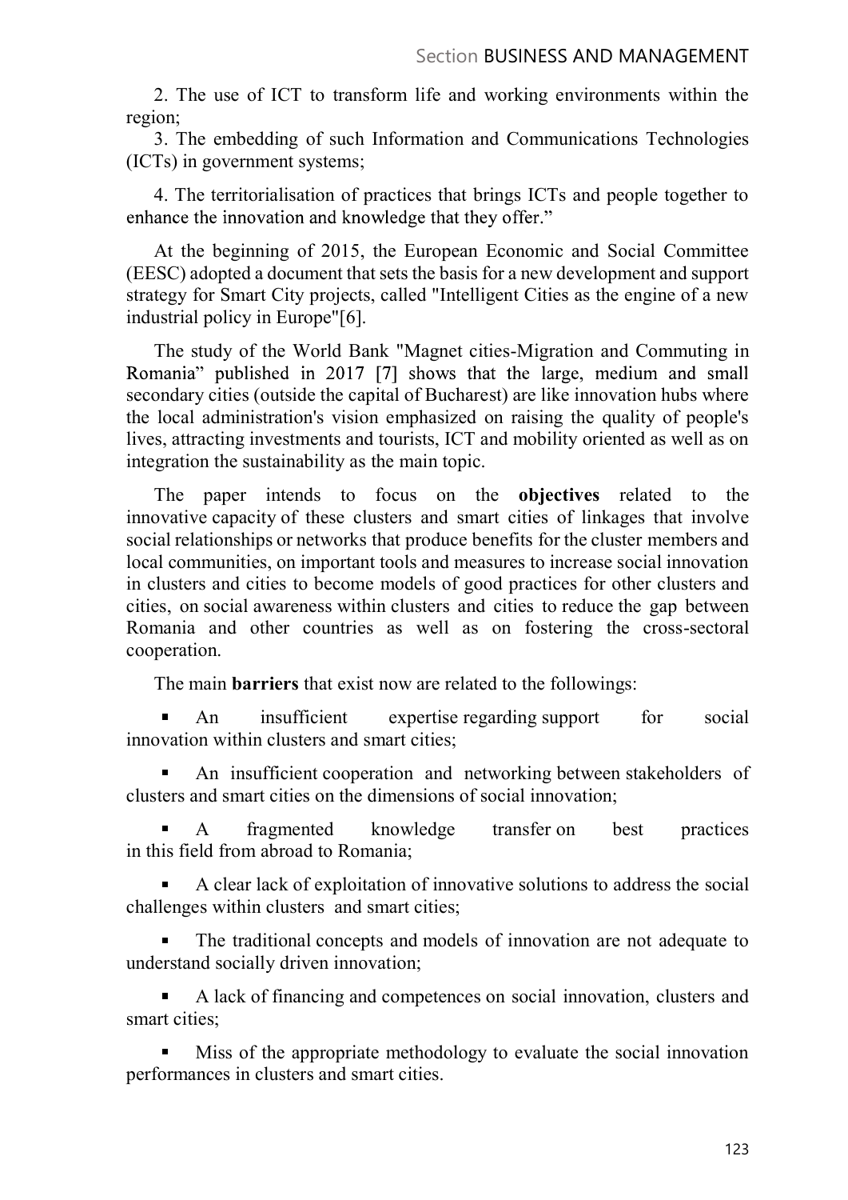2. The use of ICT to transform life and working environments within the region;

3. The embedding of such Information and Communications Technologies (ICTs) in government systems;

4. The territorialisation of practices that brings ICTs and people together to enhance the innovation and knowledge that they offer."

At the beginning of 2015, the European Economic and Social Committee (EESC) adopted a document that sets the basis for a new development and support strategy for Smart City projects, called "Intelligent Cities as the engine of a new industrial policy in Europe"[6].

The study of the World Bank "Magnet cities-Migration and Commuting in Romania" published in 2017 [7] shows that the large, medium and small secondary cities (outside the capital of Bucharest) are like innovation hubs where the local administration's vision emphasized on raising the quality of people's lives, attracting investments and tourists, ICT and mobility oriented as well as on integration the sustainability as the main topic.

The paper intends to focus on the **objectives** related to the innovative capacity of these clusters and smart cities of linkages that involve social relationships or networks that produce benefits for the cluster members and local communities, on important tools and measures to increase social innovation in clusters and cities to become models of good practices for other clusters and cities, on social awareness within clusters and cities to reduce the gap between Romania and other countries as well as on fostering the cross-sectoral cooperation.

The main **barriers** that exist now are related to the followings:

- An insufficient expertise regarding support for social innovation within clusters and smart cities;
- An insufficient cooperation and networking between stakeholders of clusters and smart cities on the dimensions of social innovation;
- A fragmented knowledge transfer on best practices in this field from abroad to Romania;
- A clear lack of exploitation of innovative solutions to address the social challenges within clusters and smart cities;
- The traditional concepts and models of innovation are not adequate to understand socially driven innovation;
- A lack of financing and competences on social innovation, clusters and smart cities;
- Miss of the appropriate methodology to evaluate the social innovation performances in clusters and smart cities.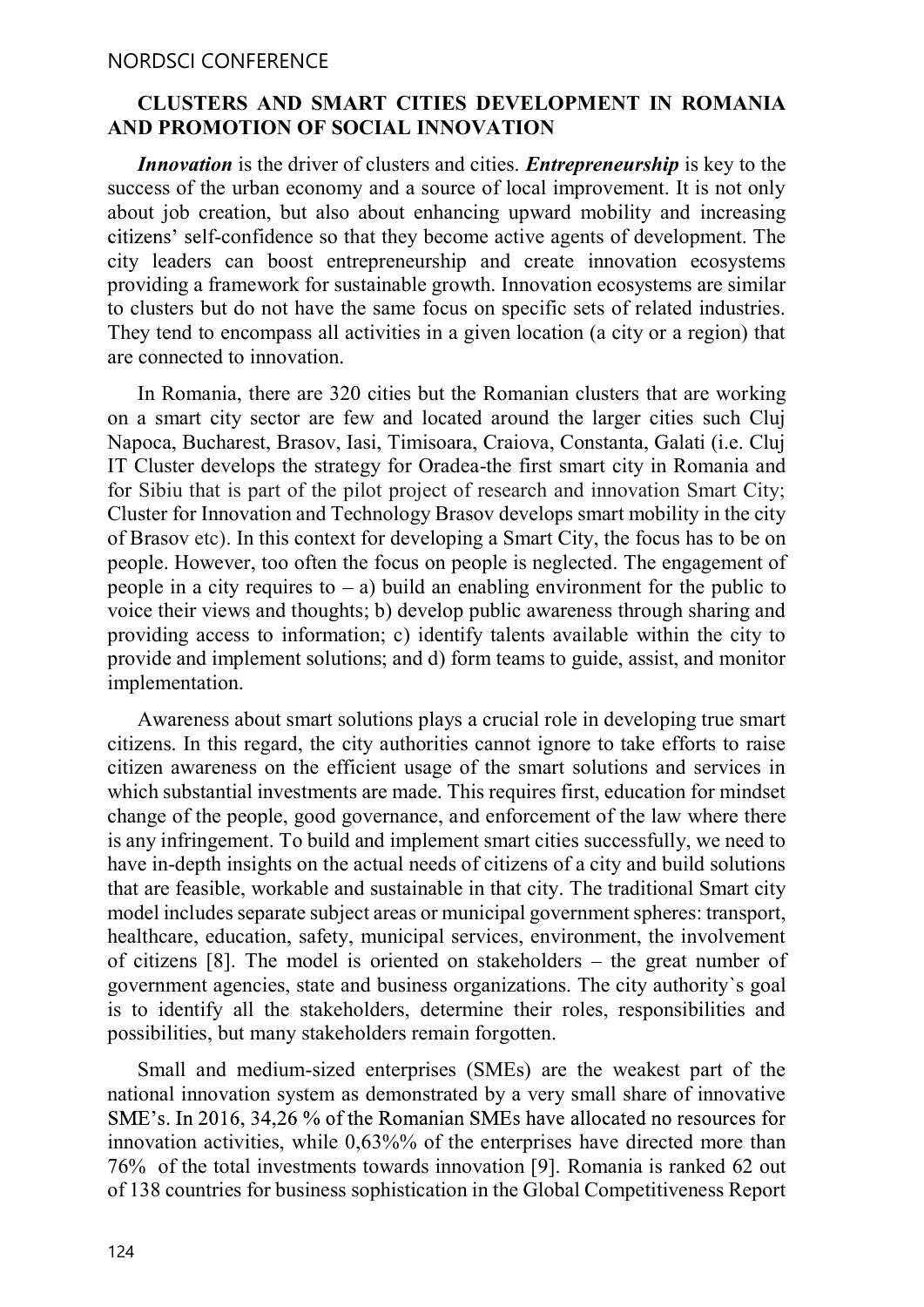**CLUSTERS AND SMART CITIES DEVELOPMENT IN ROMANIA AND PROMOTION OF SOCIAL INNOVATION**

***Innovation*** is the driver of clusters and cities. ***Entrepreneurship*** is key to the success of the urban economy and a source of local improvement. It is not only about job creation, but also about enhancing upward mobility and increasing citizens' self-confidence so that they become active agents of development. The city leaders can boost entrepreneurship and create innovation ecosystems providing a framework for sustainable growth. Innovation ecosystems are similar to clusters but do not have the same focus on specific sets of related industries. They tend to encompass all activities in a given location (a city or a region) that are connected to innovation.

In Romania, there are 320 cities but the Romanian clusters that are working on a smart city sector are few and located around the larger cities such Cluj Napoca, Bucharest, Brasov, Iasi, Timisoara, Craiova, Constanta, Galati (i.e. Cluj IT Cluster develops the strategy for Oradea-the first smart city in Romania and for Sibiu that is part of the pilot project of research and innovation Smart City; Cluster for Innovation and Technology Brasov develops smart mobility in the city of Brasov etc). In this context for developing a Smart City, the focus has to be on people. However, too often the focus on people is neglected. The engagement of people in a city requires to – a) build an enabling environment for the public to voice their views and thoughts; b) develop public awareness through sharing and providing access to information; c) identify talents available within the city to provide and implement solutions; and d) form teams to guide, assist, and monitor implementation.

Awareness about smart solutions plays a crucial role in developing true smart citizens. In this regard, the city authorities cannot ignore to take efforts to raise citizen awareness on the efficient usage of the smart solutions and services in which substantial investments are made. This requires first, education for mindset change of the people, good governance, and enforcement of the law where there is any infringement. To build and implement smart cities successfully, we need to have in-depth insights on the actual needs of citizens of a city and build solutions that are feasible, workable and sustainable in that city. The traditional Smart city model includes separate subject areas or municipal government spheres: transport, healthcare, education, safety, municipal services, environment, the involvement of citizens [8]. The model is oriented on stakeholders – the great number of government agencies, state and business organizations. The city authority`s goal is to identify all the stakeholders, determine their roles, responsibilities and possibilities, but many stakeholders remain forgotten.

Small and medium-sized enterprises (SMEs) are the weakest part of the national innovation system as demonstrated by a very small share of innovative SME's. In 2016, 34,26 % of the Romanian SMEs have allocated no resources for innovation activities, while 0,63%% of the enterprises have directed more than 76% of the total investments towards innovation [9]. Romania is ranked 62 out of 138 countries for business sophistication in the Global Competitiveness Report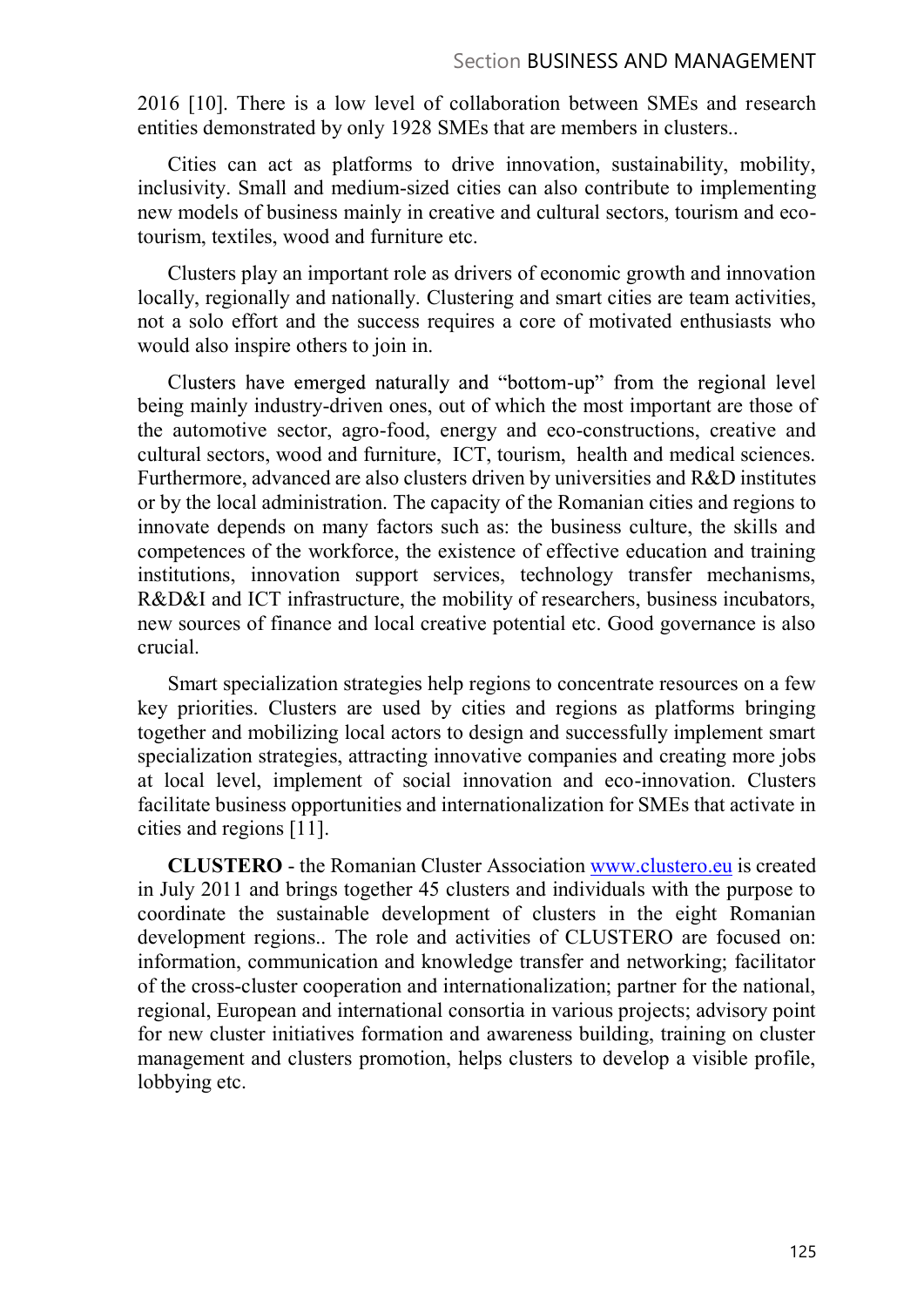2016 [10]. There is a low level of collaboration between SMEs and research entities demonstrated by only 1928 SMEs that are members in clusters..

Cities can act as platforms to drive innovation, sustainability, mobility, inclusivity. Small and medium-sized cities can also contribute to implementing new models of business mainly in creative and cultural sectors, tourism and eco-tourism, textiles, wood and furniture etc.

Clusters play an important role as drivers of economic growth and innovation locally, regionally and nationally. Clustering and smart cities are team activities, not a solo effort and the success requires a core of motivated enthusiasts who would also inspire others to join in.

Clusters have emerged naturally and "bottom-up" from the regional level being mainly industry-driven ones, out of which the most important are those of the automotive sector, agro-food, energy and eco-constructions, creative and cultural sectors, wood and furniture, ICT, tourism, health and medical sciences. Furthermore, advanced are also clusters driven by universities and R&D institutes or by the local administration. The capacity of the Romanian cities and regions to innovate depends on many factors such as: the business culture, the skills and competences of the workforce, the existence of effective education and training institutions, innovation support services, technology transfer mechanisms, R&D&I and ICT infrastructure, the mobility of researchers, business incubators, new sources of finance and local creative potential etc. Good governance is also crucial.

Smart specialization strategies help regions to concentrate resources on a few key priorities. Clusters are used by cities and regions as platforms bringing together and mobilizing local actors to design and successfully implement smart specialization strategies, attracting innovative companies and creating more jobs at local level, implement of social innovation and eco-innovation. Clusters facilitate business opportunities and internationalization for SMEs that activate in cities and regions [11].

**CLUSTERO** - the Romanian Cluster Association www.clustero.eu is created in July 2011 and brings together 45 clusters and individuals with the purpose to coordinate the sustainable development of clusters in the eight Romanian development regions.. The role and activities of CLUSTERO are focused on: information, communication and knowledge transfer and networking; facilitator of the cross-cluster cooperation and internationalization; partner for the national, regional, European and international consortia in various projects; advisory point for new cluster initiatives formation and awareness building, training on cluster management and clusters promotion, helps clusters to develop a visible profile, lobbying etc.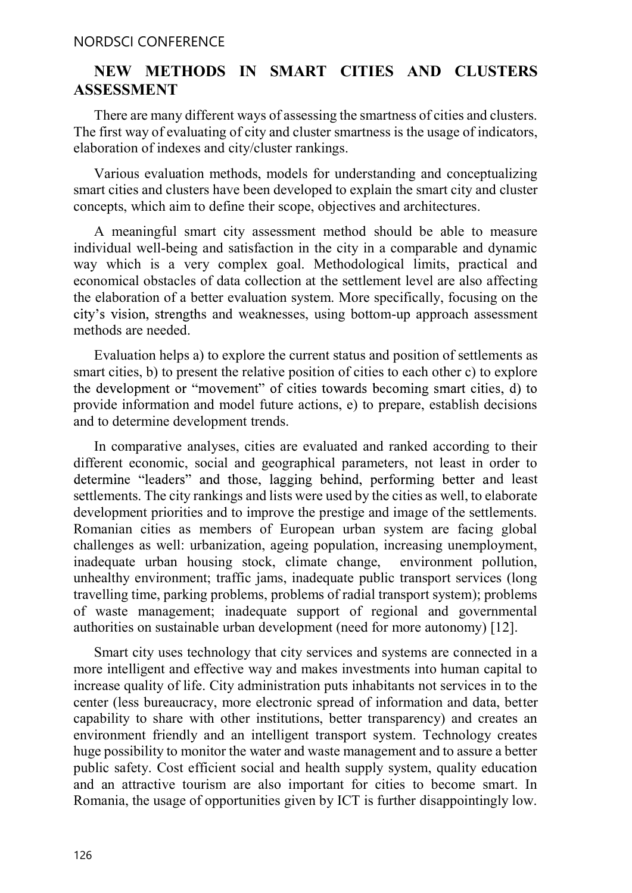## NEW METHODS IN SMART CITIES AND CLUSTERS ASSESSMENT

There are many different ways of assessing the smartness of cities and clusters. The first way of evaluating of city and cluster smartness is the usage of indicators, elaboration of indexes and city/cluster rankings.

Various evaluation methods, models for understanding and conceptualizing smart cities and clusters have been developed to explain the smart city and cluster concepts, which aim to define their scope, objectives and architectures.

A meaningful smart city assessment method should be able to measure individual well-being and satisfaction in the city in a comparable and dynamic way which is a very complex goal. Methodological limits, practical and economical obstacles of data collection at the settlement level are also affecting the elaboration of a better evaluation system. More specifically, focusing on the city's vision, strengths and weaknesses, using bottom-up approach assessment methods are needed.

Evaluation helps a) to explore the current status and position of settlements as smart cities, b) to present the relative position of cities to each other c) to explore the development or "movement" of cities towards becoming smart cities, d) to provide information and model future actions, e) to prepare, establish decisions and to determine development trends.

In comparative analyses, cities are evaluated and ranked according to their different economic, social and geographical parameters, not least in order to determine "leaders" and those, lagging behind, performing better and least settlements. The city rankings and lists were used by the cities as well, to elaborate development priorities and to improve the prestige and image of the settlements. Romanian cities as members of European urban system are facing global challenges as well: urbanization, ageing population, increasing unemployment, inadequate urban housing stock, climate change, environment pollution, unhealthy environment; traffic jams, inadequate public transport services (long travelling time, parking problems, problems of radial transport system); problems of waste management; inadequate support of regional and governmental authorities on sustainable urban development (need for more autonomy) [12].

Smart city uses technology that city services and systems are connected in a more intelligent and effective way and makes investments into human capital to increase quality of life. City administration puts inhabitants not services in to the center (less bureaucracy, more electronic spread of information and data, better capability to share with other institutions, better transparency) and creates an environment friendly and an intelligent transport system. Technology creates huge possibility to monitor the water and waste management and to assure a better public safety. Cost efficient social and health supply system, quality education and an attractive tourism are also important for cities to become smart. In Romania, the usage of opportunities given by ICT is further disappointingly low.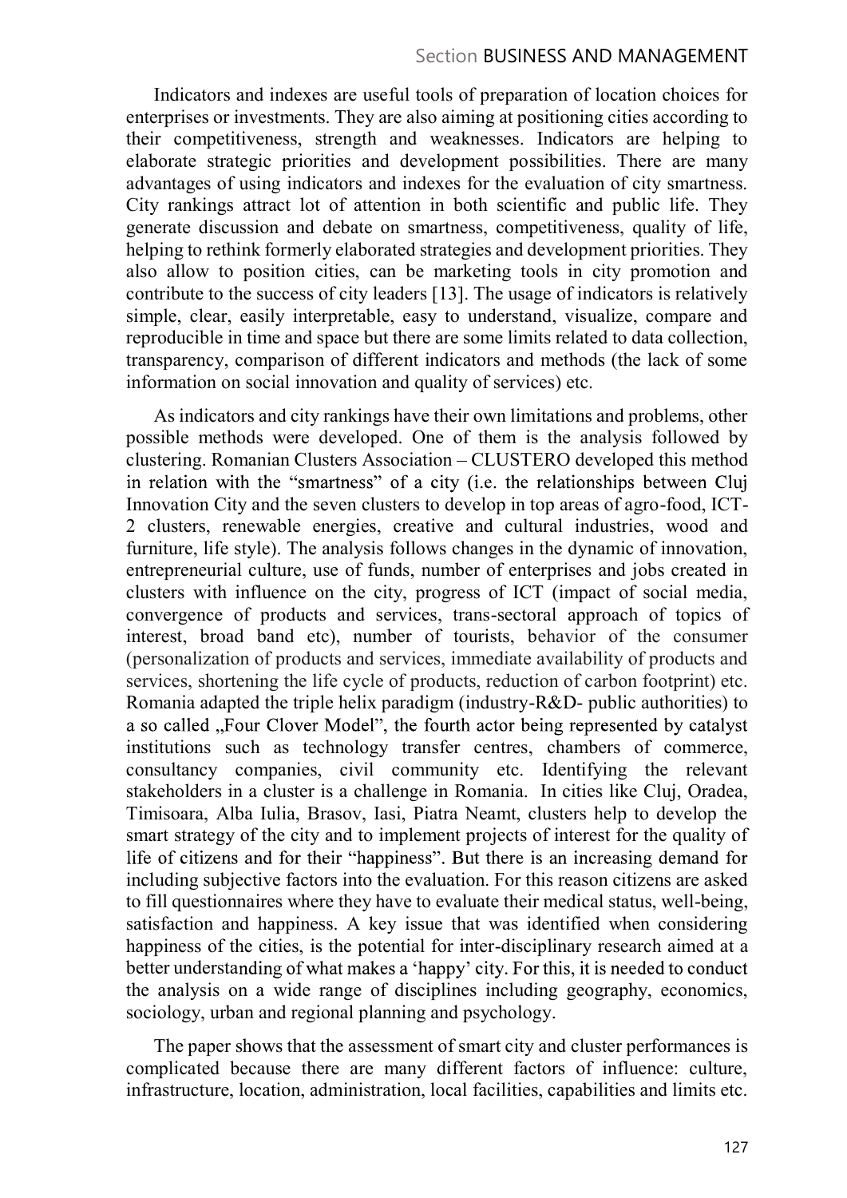Indicators and indexes are useful tools of preparation of location choices for enterprises or investments. They are also aiming at positioning cities according to their competitiveness, strength and weaknesses. Indicators are helping to elaborate strategic priorities and development possibilities. There are many advantages of using indicators and indexes for the evaluation of city smartness. City rankings attract lot of attention in both scientific and public life. They generate discussion and debate on smartness, competitiveness, quality of life, helping to rethink formerly elaborated strategies and development priorities. They also allow to position cities, can be marketing tools in city promotion and contribute to the success of city leaders [13]. The usage of indicators is relatively simple, clear, easily interpretable, easy to understand, visualize, compare and reproducible in time and space but there are some limits related to data collection, transparency, comparison of different indicators and methods (the lack of some information on social innovation and quality of services) etc.

As indicators and city rankings have their own limitations and problems, other possible methods were developed. One of them is the analysis followed by clustering. Romanian Clusters Association – CLUSTERO developed this method in relation with the "smartness" of a city (i.e. the relationships between Cluj Innovation City and the seven clusters to develop in top areas of agro-food, ICT-2 clusters, renewable energies, creative and cultural industries, wood and furniture, life style). The analysis follows changes in the dynamic of innovation, entrepreneurial culture, use of funds, number of enterprises and jobs created in clusters with influence on the city, progress of ICT (impact of social media, convergence of products and services, trans-sectoral approach of topics of interest, broad band etc), number of tourists, behavior of the consumer (personalization of products and services, immediate availability of products and services, shortening the life cycle of products, reduction of carbon footprint) etc. Romania adapted the triple helix paradigm (industry-R&D- public authorities) to a so called „Four Clover Model", the fourth actor being represented by catalyst institutions such as technology transfer centres, chambers of commerce, consultancy companies, civil community etc. Identifying the relevant stakeholders in a cluster is a challenge in Romania. In cities like Cluj, Oradea, Timisoara, Alba Iulia, Brasov, Iasi, Piatra Neamt, clusters help to develop the smart strategy of the city and to implement projects of interest for the quality of life of citizens and for their "happiness". But there is an increasing demand for including subjective factors into the evaluation. For this reason citizens are asked to fill questionnaires where they have to evaluate their medical status, well-being, satisfaction and happiness. A key issue that was identified when considering happiness of the cities, is the potential for inter-disciplinary research aimed at a better understanding of what makes a 'happy' city. For this, it is needed to conduct the analysis on a wide range of disciplines including geography, economics, sociology, urban and regional planning and psychology.

The paper shows that the assessment of smart city and cluster performances is complicated because there are many different factors of influence: culture, infrastructure, location, administration, local facilities, capabilities and limits etc.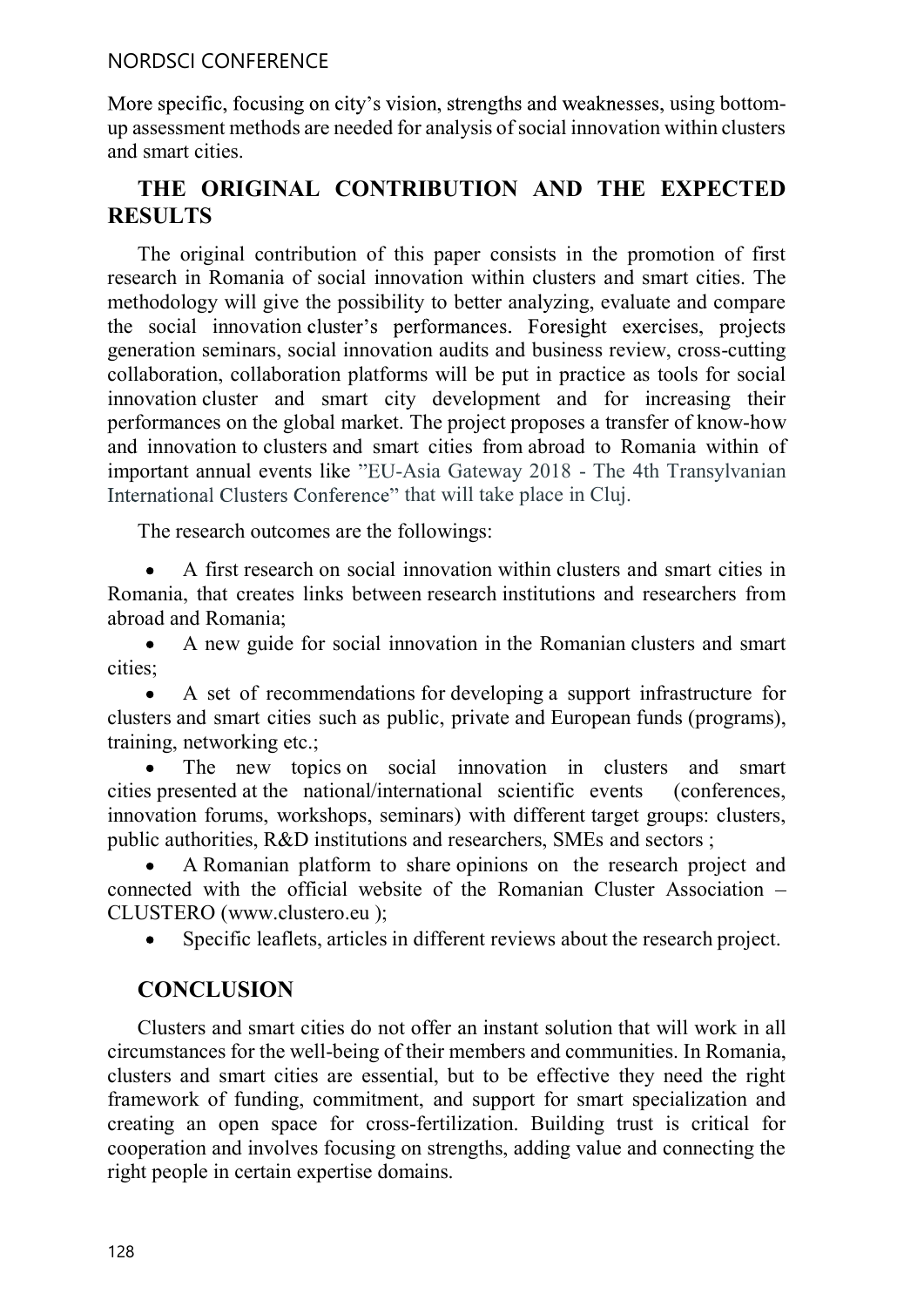More specific, focusing on city's vision, strengths and weaknesses, using bottom-up assessment methods are needed for analysis of social innovation within clusters and smart cities.

## THE ORIGINAL CONTRIBUTION AND THE EXPECTED RESULTS

The original contribution of this paper consists in the promotion of first research in Romania of social innovation within clusters and smart cities. The methodology will give the possibility to better analyzing, evaluate and compare the social innovation cluster's performances. Foresight exercises, projects generation seminars, social innovation audits and business review, cross-cutting collaboration, collaboration platforms will be put in practice as tools for social innovation cluster and smart city development and for increasing their performances on the global market. The project proposes a transfer of know-how and innovation to clusters and smart cities from abroad to Romania within of important annual events like "EU-Asia Gateway 2018 - The 4th Transylvanian International Clusters Conference" that will take place in Cluj.

The research outcomes are the followings:

- A first research on social innovation within clusters and smart cities in Romania, that creates links between research institutions and researchers from abroad and Romania;
- A new guide for social innovation in the Romanian clusters and smart cities;
- A set of recommendations for developing a support infrastructure for clusters and smart cities such as public, private and European funds (programs), training, networking etc.;
- The new topics on social innovation in clusters and smart cities presented at the national/international scientific events (conferences, innovation forums, workshops, seminars) with different target groups: clusters, public authorities, R&D institutions and researchers, SMEs and sectors ;
- A Romanian platform to share opinions on the research project and connected with the official website of the Romanian Cluster Association – CLUSTERO (www.clustero.eu );
- Specific leaflets, articles in different reviews about the research project.

## CONCLUSION

Clusters and smart cities do not offer an instant solution that will work in all circumstances for the well-being of their members and communities. In Romania, clusters and smart cities are essential, but to be effective they need the right framework of funding, commitment, and support for smart specialization and creating an open space for cross-fertilization. Building trust is critical for cooperation and involves focusing on strengths, adding value and connecting the right people in certain expertise domains.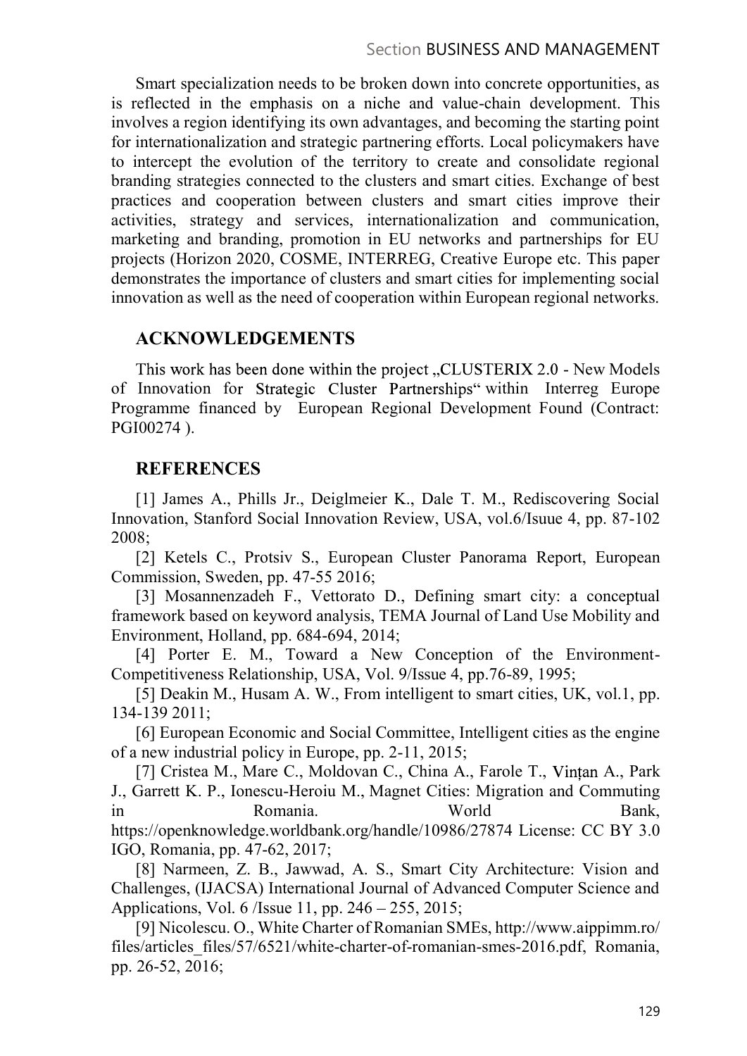Smart specialization needs to be broken down into concrete opportunities, as is reflected in the emphasis on a niche and value-chain development. This involves a region identifying its own advantages, and becoming the starting point for internationalization and strategic partnering efforts. Local policymakers have to intercept the evolution of the territory to create and consolidate regional branding strategies connected to the clusters and smart cities. Exchange of best practices and cooperation between clusters and smart cities improve their activities, strategy and services, internationalization and communication, marketing and branding, promotion in EU networks and partnerships for EU projects (Horizon 2020, COSME, INTERREG, Creative Europe etc. This paper demonstrates the importance of clusters and smart cities for implementing social innovation as well as the need of cooperation within European regional networks.

## ACKNOWLEDGEMENTS

This work has been done within the project „CLUSTERIX 2.0 - New Models of Innovation for Strategic Cluster Partnerships" within Interreg Europe Programme financed by European Regional Development Found (Contract: PGI00274 ).

## REFERENCES

[1] James A., Phills Jr., Deiglmeier K., Dale T. M., Rediscovering Social Innovation, Stanford Social Innovation Review, USA, vol.6/Isuue 4, pp. 87-102 2008;

[2] Ketels C., Protsiv S., European Cluster Panorama Report, European Commission, Sweden, pp. 47-55 2016;

[3] Mosannenzadeh F., Vettorato D., Defining smart city: a conceptual framework based on keyword analysis, TEMA Journal of Land Use Mobility and Environment, Holland, pp. 684-694, 2014;

[4] Porter E. M., Toward a New Conception of the Environment-Competitiveness Relationship, USA, Vol. 9/Issue 4, pp.76-89, 1995;

[5] Deakin M., Husam A. W., From intelligent to smart cities, UK, vol.1, pp. 134-139 2011;

[6] European Economic and Social Committee, Intelligent cities as the engine of a new industrial policy in Europe, pp. 2-11, 2015;

[7] Cristea M., Mare C., Moldovan C., China A., Farole T., Vințan A., Park J., Garrett K. P., Ionescu-Heroiu M., Magnet Cities: Migration and Commuting in Romania. World Bank, https://openknowledge.worldbank.org/handle/10986/27874 License: CC BY 3.0 IGO, Romania, pp. 47-62, 2017;

[8] Narmeen, Z. B., Jawwad, A. S., Smart City Architecture: Vision and Challenges, (IJACSA) International Journal of Advanced Computer Science and Applications, Vol. 6 /Issue 11, pp. 246 – 255, 2015;

[9] Nicolescu. O., White Charter of Romanian SMEs, http://www.aippimm.ro/files/articles_files/57/6521/white-charter-of-romanian-smes-2016.pdf, Romania, pp. 26-52, 2016;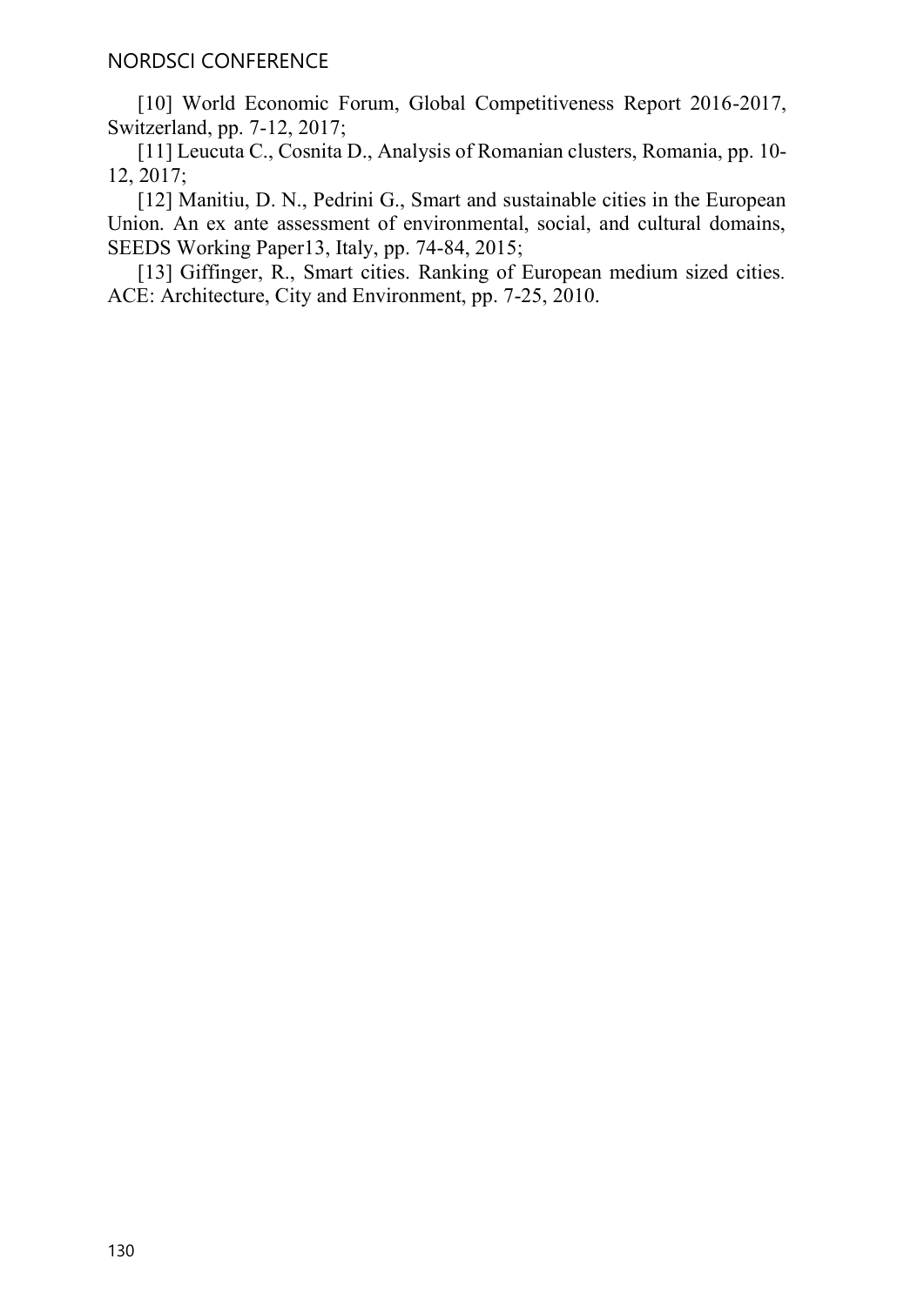[10] World Economic Forum, Global Competitiveness Report 2016-2017, Switzerland, pp. 7-12, 2017;

[11] Leucuta C., Cosnita D., Analysis of Romanian clusters, Romania, pp. 10-12, 2017;

[12] Manitiu, D. N., Pedrini G., Smart and sustainable cities in the European Union. An ex ante assessment of environmental, social, and cultural domains, SEEDS Working Paper13, Italy, pp. 74-84, 2015;

[13] Giffinger, R., Smart cities. Ranking of European medium sized cities. ACE: Architecture, City and Environment, pp. 7-25, 2010.